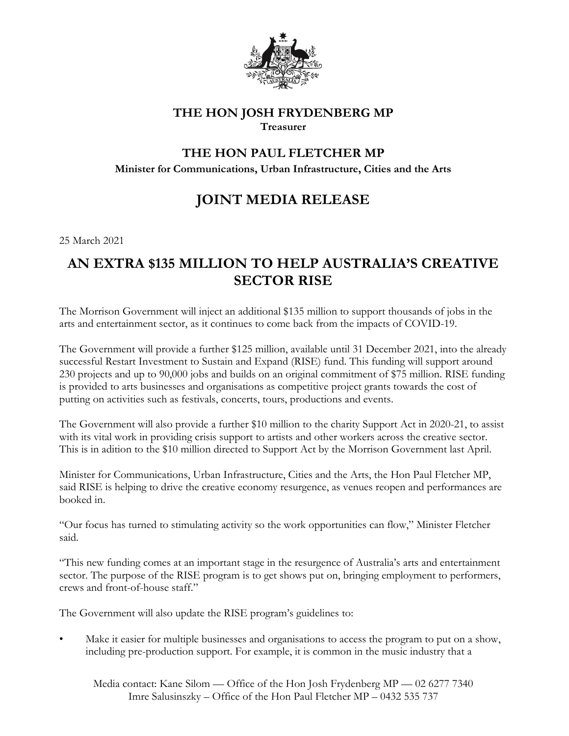**THE HON JOSH FRYDENBERG MP**
**Treasurer**

**THE HON PAUL FLETCHER MP**
**Minister for Communications, Urban Infrastructure, Cities and the Arts**

# JOINT MEDIA RELEASE

25 March 2021

## AN EXTRA $135 MILLION TO HELP AUSTRALIA'S CREATIVE SECTOR RISE

The Morrison Government will inject an additional $135 million to support thousands of jobs in the arts and entertainment sector, as it continues to come back from the impacts of COVID-19.

The Government will provide a further $125 million, available until 31 December 2021, into the already successful Restart Investment to Sustain and Expand (RISE) fund. This funding will support around 230 projects and up to 90,000 jobs and builds on an original commitment of $75 million. RISE funding is provided to arts businesses and organisations as competitive project grants towards the cost of putting on activities such as festivals, concerts, tours, productions and events.

The Government will also provide a further $10 million to the charity Support Act in 2020-21, to assist with its vital work in providing crisis support to artists and other workers across the creative sector. This is in adition to the $10 million directed to Support Act by the Morrison Government last April.

Minister for Communications, Urban Infrastructure, Cities and the Arts, the Hon Paul Fletcher MP, said RISE is helping to drive the creative economy resurgence, as venues reopen and performances are booked in.

"Our focus has turned to stimulating activity so the work opportunities can flow," Minister Fletcher said.

"This new funding comes at an important stage in the resurgence of Australia's arts and entertainment sector. The purpose of the RISE program is to get shows put on, bringing employment to performers, crews and front-of-house staff."

The Government will also update the RISE program's guidelines to:

- Make it easier for multiple businesses and organisations to access the program to put on a show, including pre-production support. For example, it is common in the music industry that a

Media contact: Kane Silom — Office of the Hon Josh Frydenberg MP — 02 6277 7340
Imre Salusinszky – Office of the Hon Paul Fletcher MP – 0432 535 737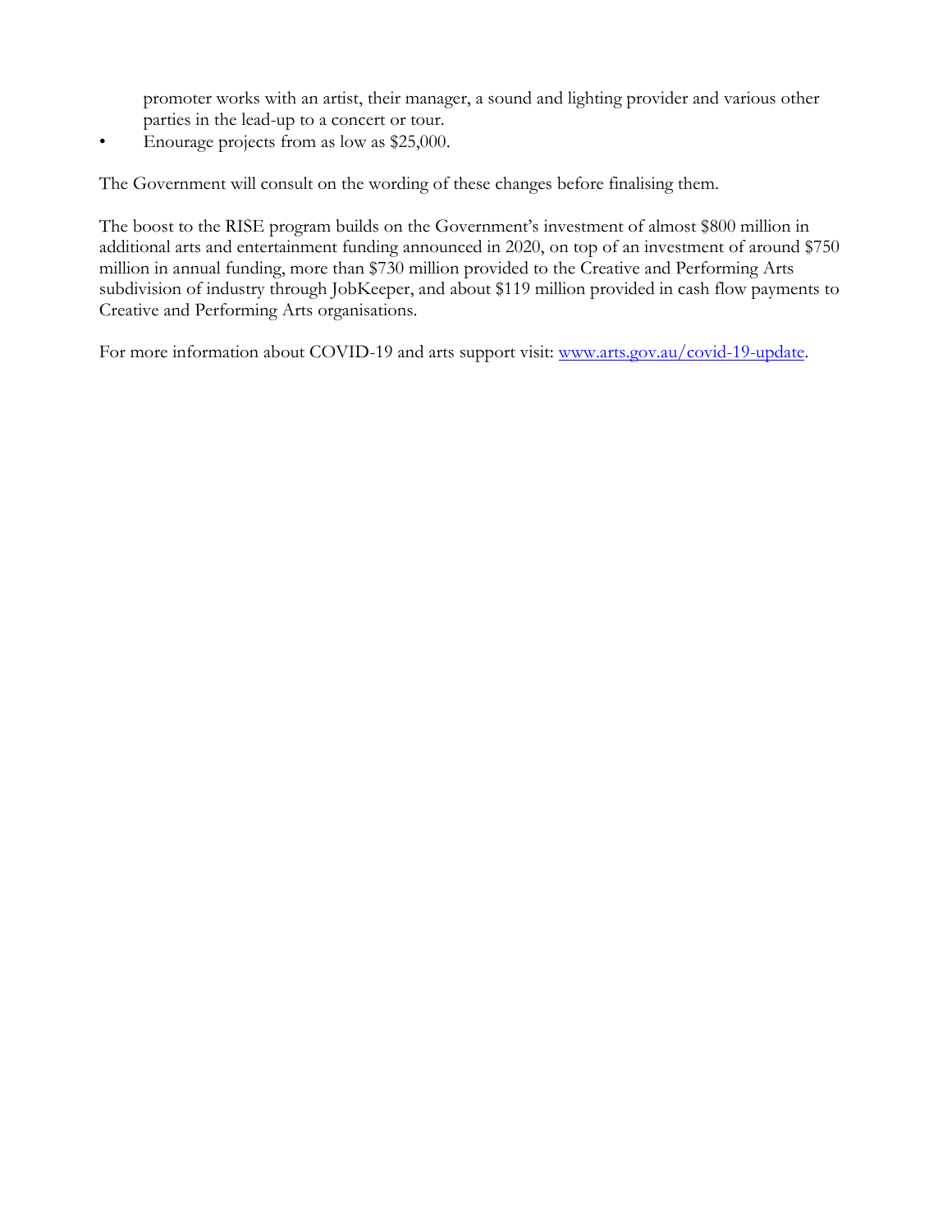promoter works with an artist, their manager, a sound and lighting provider and various other parties in the lead-up to a concert or tour.

- Enourage projects from as low as $25,000.

The Government will consult on the wording of these changes before finalising them.

The boost to the RISE program builds on the Government's investment of almost $800 million in additional arts and entertainment funding announced in 2020, on top of an investment of around $750 million in annual funding, more than $730 million provided to the Creative and Performing Arts subdivision of industry through JobKeeper, and about $119 million provided in cash flow payments to Creative and Performing Arts organisations.

For more information about COVID-19 and arts support visit: [www.arts.gov.au/covid-19-update](www.arts.gov.au/covid-19-update).